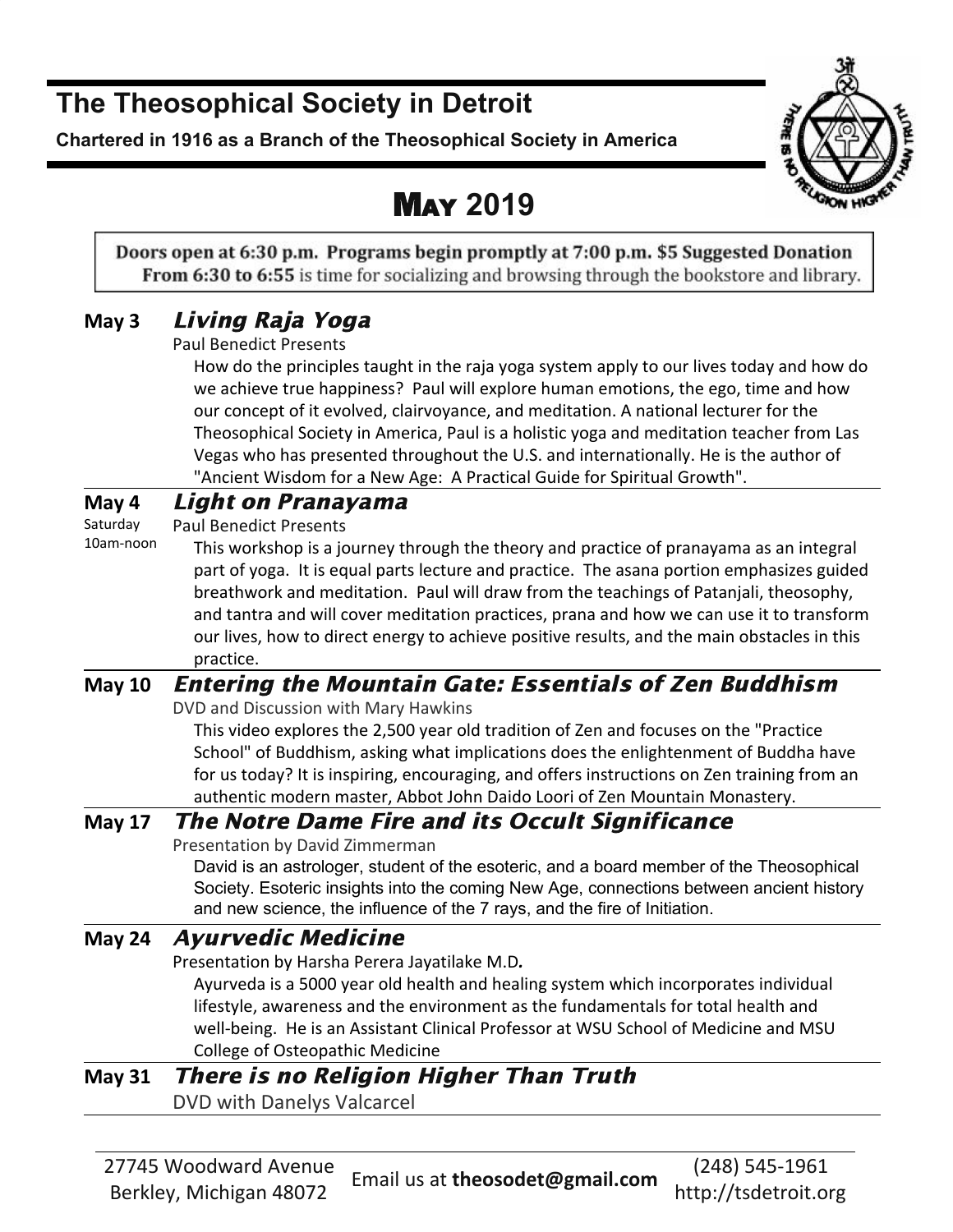# The Theosophical Society in Detroit

**Chartered in 1916 as a Branch of the Theosophical Society in America**

## MAY 2019

**Doors open at 6:30 p.m. Programs begin promptly at 7:00 p.m. $5 Suggested Donation**
**From 6:30 to 6:55** is time for socializing and browsing through the bookstore and library.

---

**May 3** ***Living Raja Yoga***

Paul Benedict Presents

How do the principles taught in the raja yoga system apply to our lives today and how do we achieve true happiness? Paul will explore human emotions, the ego, time and how our concept of it evolved, clairvoyance, and meditation. A national lecturer for the Theosophical Society in America, Paul is a holistic yoga and meditation teacher from Las Vegas who has presented throughout the U.S. and internationally. He is the author of "Ancient Wisdom for a New Age: A Practical Guide for Spiritual Growth".

---

**May 4**
Saturday
10am-noon

***Light on Pranayama***

Paul Benedict Presents

This workshop is a journey through the theory and practice of pranayama as an integral part of yoga. It is equal parts lecture and practice. The asana portion emphasizes guided breathwork and meditation. Paul will draw from the teachings of Patanjali, theosophy, and tantra and will cover meditation practices, prana and how we can use it to transform our lives, how to direct energy to achieve positive results, and the main obstacles in this practice.

---

**May 10** ***Entering the Mountain Gate: Essentials of Zen Buddhism***

DVD and Discussion with Mary Hawkins

This video explores the 2,500 year old tradition of Zen and focuses on the "Practice School" of Buddhism, asking what implications does the enlightenment of Buddha have for us today? It is inspiring, encouraging, and offers instructions on Zen training from an authentic modern master, Abbot John Daido Loori of Zen Mountain Monastery.

---

**May 17** ***The Notre Dame Fire and its Occult Significance***

Presentation by David Zimmerman

David is an astrologer, student of the esoteric, and a board member of the Theosophical Society. Esoteric insights into the coming New Age, connections between ancient history and new science, the influence of the 7 rays, and the fire of Initiation.

---

**May 24** ***Ayurvedic Medicine***

Presentation by Harsha Perera Jayatilake M.D.

Ayurveda is a 5000 year old health and healing system which incorporates individual lifestyle, awareness and the environment as the fundamentals for total health and well-being. He is an Assistant Clinical Professor at WSU School of Medicine and MSU College of Osteopathic Medicine

---

**May 31** ***There is no Religion Higher Than Truth***

DVD with Danelys Valcarcel

---

27745 Woodward Avenue
Berkley, Michigan 48072

Email us at **theosodet@gmail.com**

(248) 545-1961
http://tsdetroit.org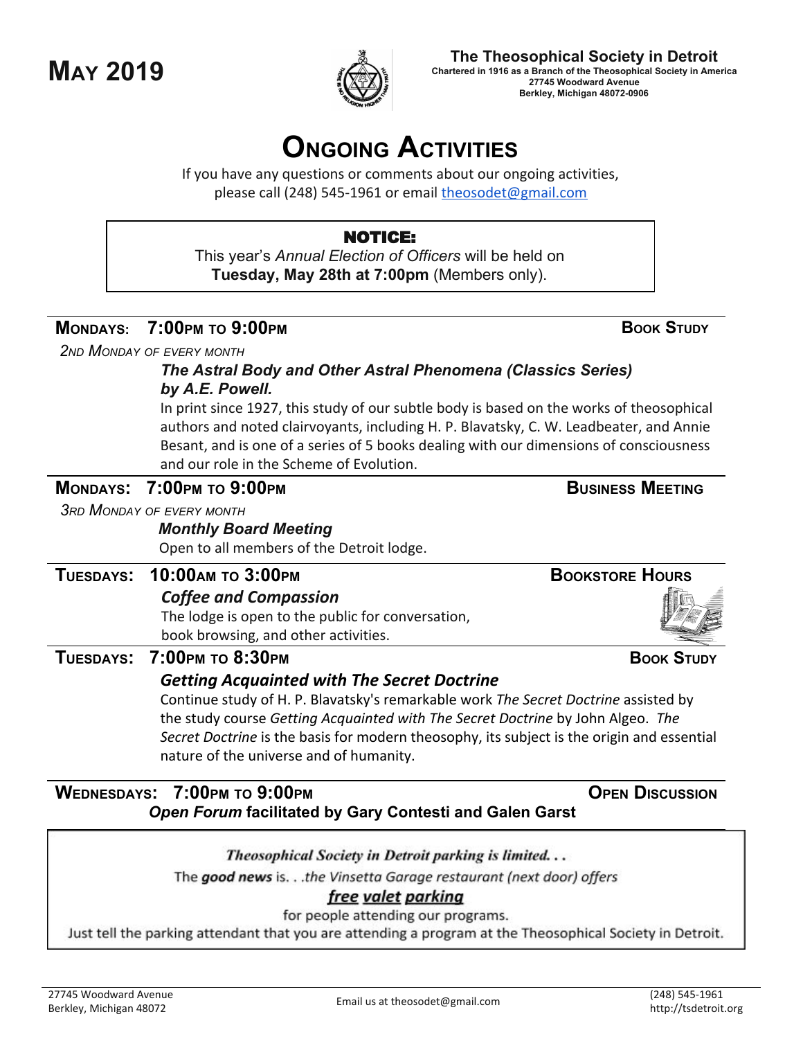# MAY 2019

**The Theosophical Society in Detroit**
Chartered in 1916 as a Branch of the Theosophical Society in America
27745 Woodward Avenue
Berkley, Michigan 48072-0906

## ONGOING ACTIVITIES

If you have any questions or comments about our ongoing activities, please call (248) 545-1961 or email theosodet@gmail.com

> **NOTICE:**
> This year's *Annual Election of Officers* will be held on **Tuesday, May 28th at 7:00pm** (Members only).

---

### MONDAYS: 7:00PM TO 9:00PM — BOOK STUDY

*2ND MONDAY OF EVERY MONTH*

***The Astral Body and Other Astral Phenomena (Classics Series) by A.E. Powell.***

In print since 1927, this study of our subtle body is based on the works of theosophical authors and noted clairvoyants, including H. P. Blavatsky, C. W. Leadbeater, and Annie Besant, and is one of a series of 5 books dealing with our dimensions of consciousness and our role in the Scheme of Evolution.

### MONDAYS: 7:00PM TO 9:00PM — BUSINESS MEETING

*3RD MONDAY OF EVERY MONTH*

***Monthly Board Meeting***

Open to all members of the Detroit lodge.

### TUESDAYS: 10:00AM TO 3:00PM — BOOKSTORE HOURS

***Coffee and Compassion***

The lodge is open to the public for conversation, book browsing, and other activities.

### TUESDAYS: 7:00PM TO 8:30PM — BOOK STUDY

***Getting Acquainted with The Secret Doctrine***

Continue study of H. P. Blavatsky's remarkable work *The Secret Doctrine* assisted by the study course *Getting Acquainted with The Secret Doctrine* by John Algeo. *The Secret Doctrine* is the basis for modern theosophy, its subject is the origin and essential nature of the universe and of humanity.

### WEDNESDAYS: 7:00PM TO 9:00PM — OPEN DISCUSSION

***Open Forum* facilitated by Gary Contesti and Galen Garst**

---

*Theosophical Society in Detroit parking is limited. . .*

The ***good news*** is. . .*the Vinsetta Garage restaurant (next door) offers*

***free valet parking***

for people attending our programs.

Just tell the parking attendant that you are attending a program at the Theosophical Society in Detroit.

---

27745 Woodward Avenue
Berkley, Michigan 48072

Email us at theosodet@gmail.com

(248) 545-1961
http://tsdetroit.org